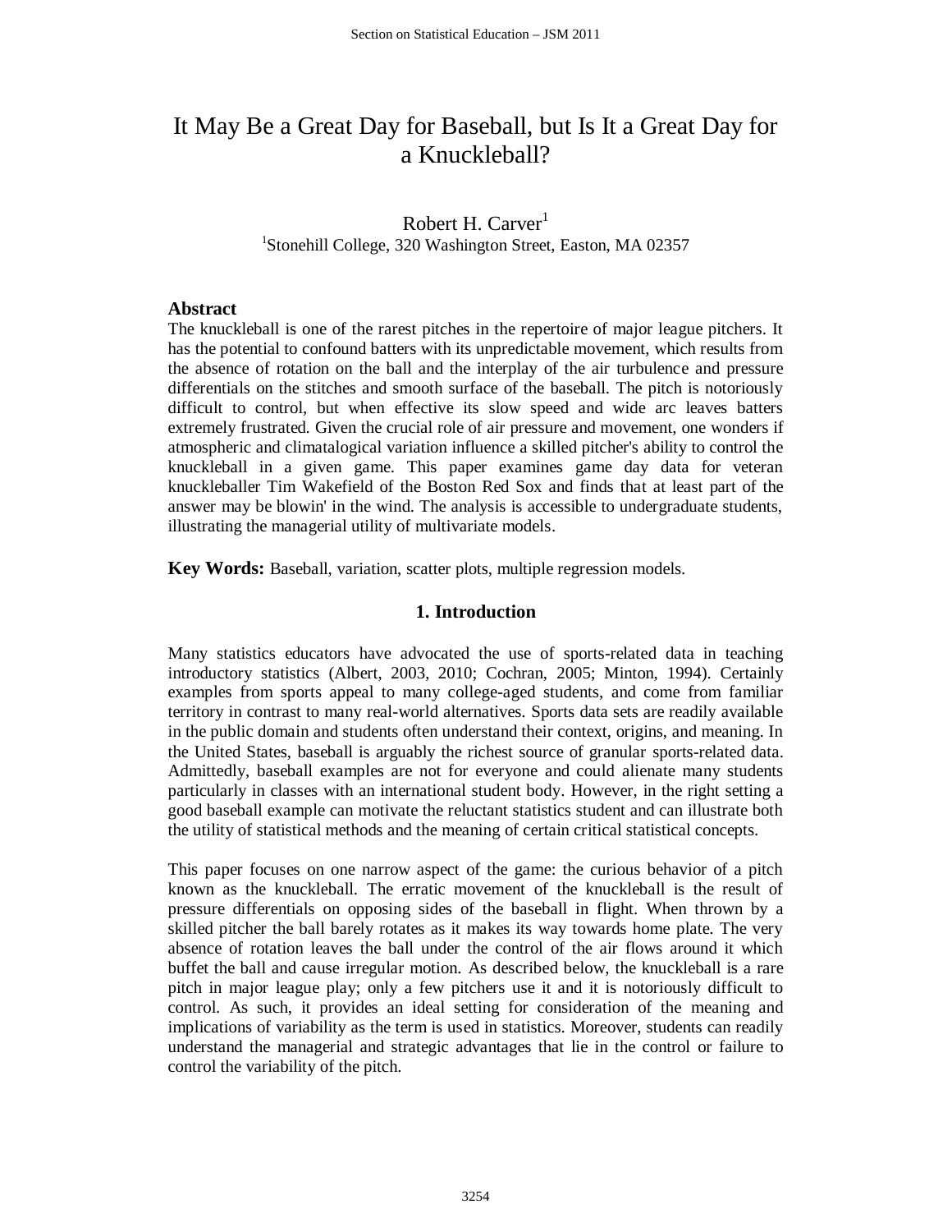# It May Be a Great Day for Baseball, but Is It a Great Day for a Knuckleball?

Robert H. Carver[1]

[1]Stonehill College, 320 Washington Street, Easton, MA 02357

## Abstract

The knuckleball is one of the rarest pitches in the repertoire of major league pitchers. It has the potential to confound batters with its unpredictable movement, which results from the absence of rotation on the ball and the interplay of the air turbulence and pressure differentials on the stitches and smooth surface of the baseball. The pitch is notoriously difficult to control, but when effective its slow speed and wide arc leaves batters extremely frustrated. Given the crucial role of air pressure and movement, one wonders if atmospheric and climatalogical variation influence a skilled pitcher's ability to control the knuckleball in a given game. This paper examines game day data for veteran knuckleballer Tim Wakefield of the Boston Red Sox and finds that at least part of the answer may be blowin' in the wind. The analysis is accessible to undergraduate students, illustrating the managerial utility of multivariate models.

**Key Words:** Baseball, variation, scatter plots, multiple regression models.

## 1. Introduction

Many statistics educators have advocated the use of sports-related data in teaching introductory statistics (Albert, 2003, 2010; Cochran, 2005; Minton, 1994). Certainly examples from sports appeal to many college-aged students, and come from familiar territory in contrast to many real-world alternatives. Sports data sets are readily available in the public domain and students often understand their context, origins, and meaning. In the United States, baseball is arguably the richest source of granular sports-related data. Admittedly, baseball examples are not for everyone and could alienate many students particularly in classes with an international student body. However, in the right setting a good baseball example can motivate the reluctant statistics student and can illustrate both the utility of statistical methods and the meaning of certain critical statistical concepts.

This paper focuses on one narrow aspect of the game: the curious behavior of a pitch known as the knuckleball. The erratic movement of the knuckleball is the result of pressure differentials on opposing sides of the baseball in flight. When thrown by a skilled pitcher the ball barely rotates as it makes its way towards home plate. The very absence of rotation leaves the ball under the control of the air flows around it which buffet the ball and cause irregular motion. As described below, the knuckleball is a rare pitch in major league play; only a few pitchers use it and it is notoriously difficult to control. As such, it provides an ideal setting for consideration of the meaning and implications of variability as the term is used in statistics. Moreover, students can readily understand the managerial and strategic advantages that lie in the control or failure to control the variability of the pitch.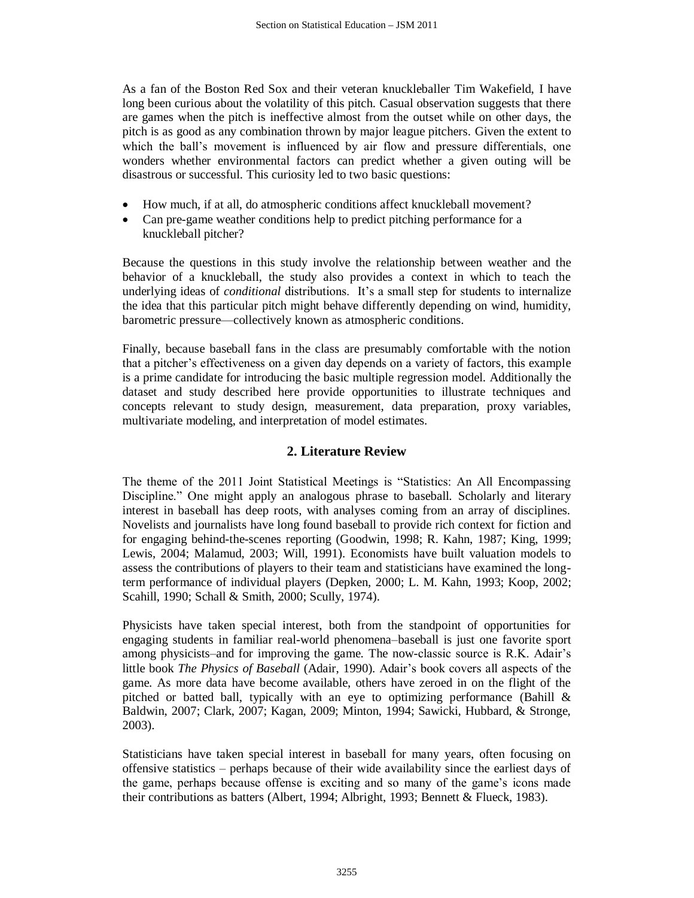As a fan of the Boston Red Sox and their veteran knuckleballer Tim Wakefield, I have long been curious about the volatility of this pitch. Casual observation suggests that there are games when the pitch is ineffective almost from the outset while on other days, the pitch is as good as any combination thrown by major league pitchers. Given the extent to which the ball's movement is influenced by air flow and pressure differentials, one wonders whether environmental factors can predict whether a given outing will be disastrous or successful. This curiosity led to two basic questions:

- How much, if at all, do atmospheric conditions affect knuckleball movement?
- Can pre-game weather conditions help to predict pitching performance for a knuckleball pitcher?

Because the questions in this study involve the relationship between weather and the behavior of a knuckleball, the study also provides a context in which to teach the underlying ideas of *conditional* distributions. It's a small step for students to internalize the idea that this particular pitch might behave differently depending on wind, humidity, barometric pressure—collectively known as atmospheric conditions.

Finally, because baseball fans in the class are presumably comfortable with the notion that a pitcher's effectiveness on a given day depends on a variety of factors, this example is a prime candidate for introducing the basic multiple regression model. Additionally the dataset and study described here provide opportunities to illustrate techniques and concepts relevant to study design, measurement, data preparation, proxy variables, multivariate modeling, and interpretation of model estimates.

## 2. Literature Review

The theme of the 2011 Joint Statistical Meetings is "Statistics: An All Encompassing Discipline." One might apply an analogous phrase to baseball. Scholarly and literary interest in baseball has deep roots, with analyses coming from an array of disciplines. Novelists and journalists have long found baseball to provide rich context for fiction and for engaging behind-the-scenes reporting (Goodwin, 1998; R. Kahn, 1987; King, 1999; Lewis, 2004; Malamud, 2003; Will, 1991). Economists have built valuation models to assess the contributions of players to their team and statisticians have examined the long-term performance of individual players (Depken, 2000; L. M. Kahn, 1993; Koop, 2002; Scahill, 1990; Schall & Smith, 2000; Scully, 1974).

Physicists have taken special interest, both from the standpoint of opportunities for engaging students in familiar real-world phenomena–baseball is just one favorite sport among physicists–and for improving the game. The now-classic source is R.K. Adair's little book *The Physics of Baseball* (Adair, 1990). Adair's book covers all aspects of the game. As more data have become available, others have zeroed in on the flight of the pitched or batted ball, typically with an eye to optimizing performance (Bahill & Baldwin, 2007; Clark, 2007; Kagan, 2009; Minton, 1994; Sawicki, Hubbard, & Stronge, 2003).

Statisticians have taken special interest in baseball for many years, often focusing on offensive statistics – perhaps because of their wide availability since the earliest days of the game, perhaps because offense is exciting and so many of the game's icons made their contributions as batters (Albert, 1994; Albright, 1993; Bennett & Flueck, 1983).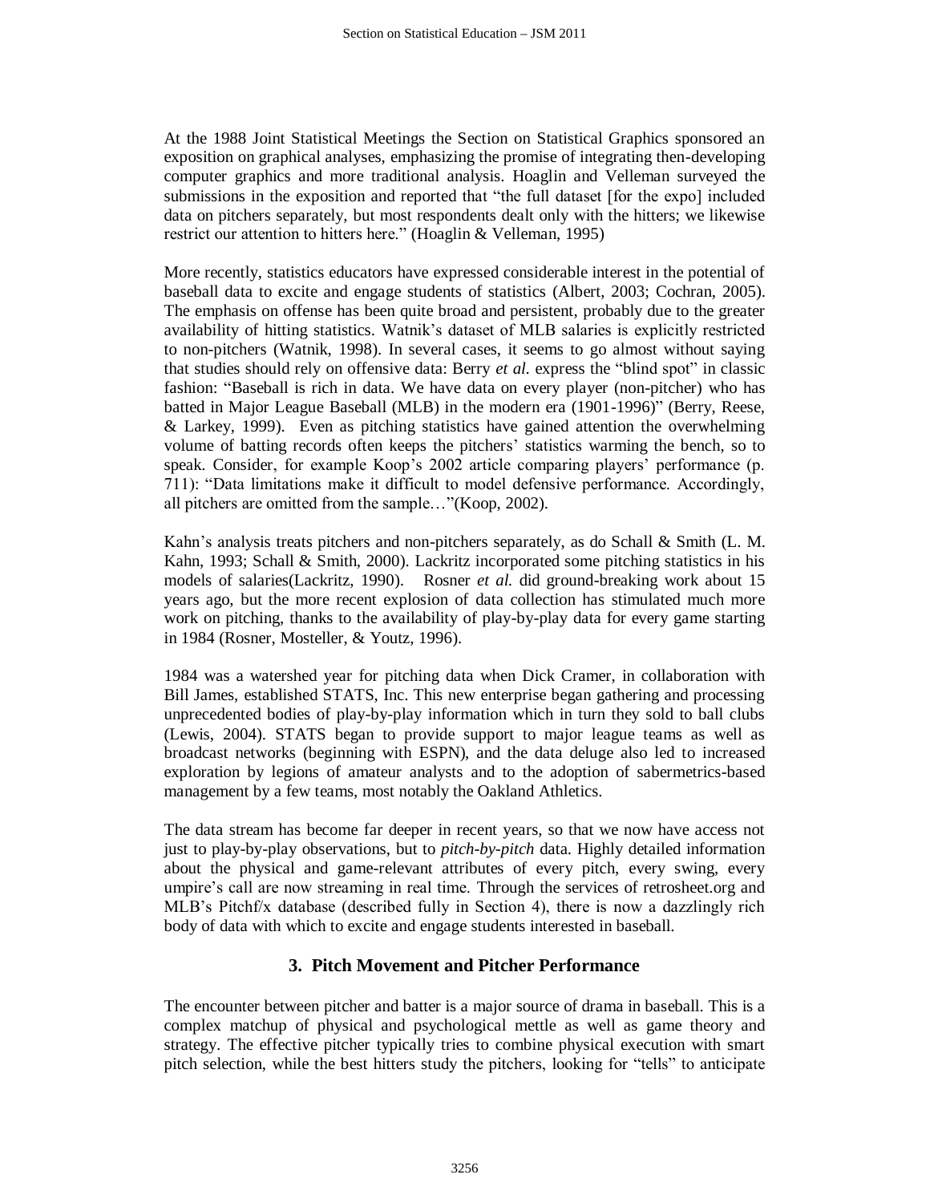At the 1988 Joint Statistical Meetings the Section on Statistical Graphics sponsored an exposition on graphical analyses, emphasizing the promise of integrating then-developing computer graphics and more traditional analysis. Hoaglin and Velleman surveyed the submissions in the exposition and reported that "the full dataset [for the expo] included data on pitchers separately, but most respondents dealt only with the hitters; we likewise restrict our attention to hitters here." (Hoaglin & Velleman, 1995)

More recently, statistics educators have expressed considerable interest in the potential of baseball data to excite and engage students of statistics (Albert, 2003; Cochran, 2005). The emphasis on offense has been quite broad and persistent, probably due to the greater availability of hitting statistics. Watnik's dataset of MLB salaries is explicitly restricted to non-pitchers (Watnik, 1998). In several cases, it seems to go almost without saying that studies should rely on offensive data: Berry *et al.* express the "blind spot" in classic fashion: "Baseball is rich in data. We have data on every player (non-pitcher) who has batted in Major League Baseball (MLB) in the modern era (1901-1996)" (Berry, Reese, & Larkey, 1999). Even as pitching statistics have gained attention the overwhelming volume of batting records often keeps the pitchers' statistics warming the bench, so to speak. Consider, for example Koop's 2002 article comparing players' performance (p. 711): "Data limitations make it difficult to model defensive performance. Accordingly, all pitchers are omitted from the sample…"(Koop, 2002).

Kahn's analysis treats pitchers and non-pitchers separately, as do Schall & Smith (L. M. Kahn, 1993; Schall & Smith, 2000). Lackritz incorporated some pitching statistics in his models of salaries(Lackritz, 1990). Rosner *et al.* did ground-breaking work about 15 years ago, but the more recent explosion of data collection has stimulated much more work on pitching, thanks to the availability of play-by-play data for every game starting in 1984 (Rosner, Mosteller, & Youtz, 1996).

1984 was a watershed year for pitching data when Dick Cramer, in collaboration with Bill James, established STATS, Inc. This new enterprise began gathering and processing unprecedented bodies of play-by-play information which in turn they sold to ball clubs (Lewis, 2004). STATS began to provide support to major league teams as well as broadcast networks (beginning with ESPN), and the data deluge also led to increased exploration by legions of amateur analysts and to the adoption of sabermetrics-based management by a few teams, most notably the Oakland Athletics.

The data stream has become far deeper in recent years, so that we now have access not just to play-by-play observations, but to *pitch-by-pitch* data. Highly detailed information about the physical and game-relevant attributes of every pitch, every swing, every umpire's call are now streaming in real time. Through the services of retrosheet.org and MLB's Pitchf/x database (described fully in Section 4), there is now a dazzlingly rich body of data with which to excite and engage students interested in baseball.

## 3. Pitch Movement and Pitcher Performance

The encounter between pitcher and batter is a major source of drama in baseball. This is a complex matchup of physical and psychological mettle as well as game theory and strategy. The effective pitcher typically tries to combine physical execution with smart pitch selection, while the best hitters study the pitchers, looking for "tells" to anticipate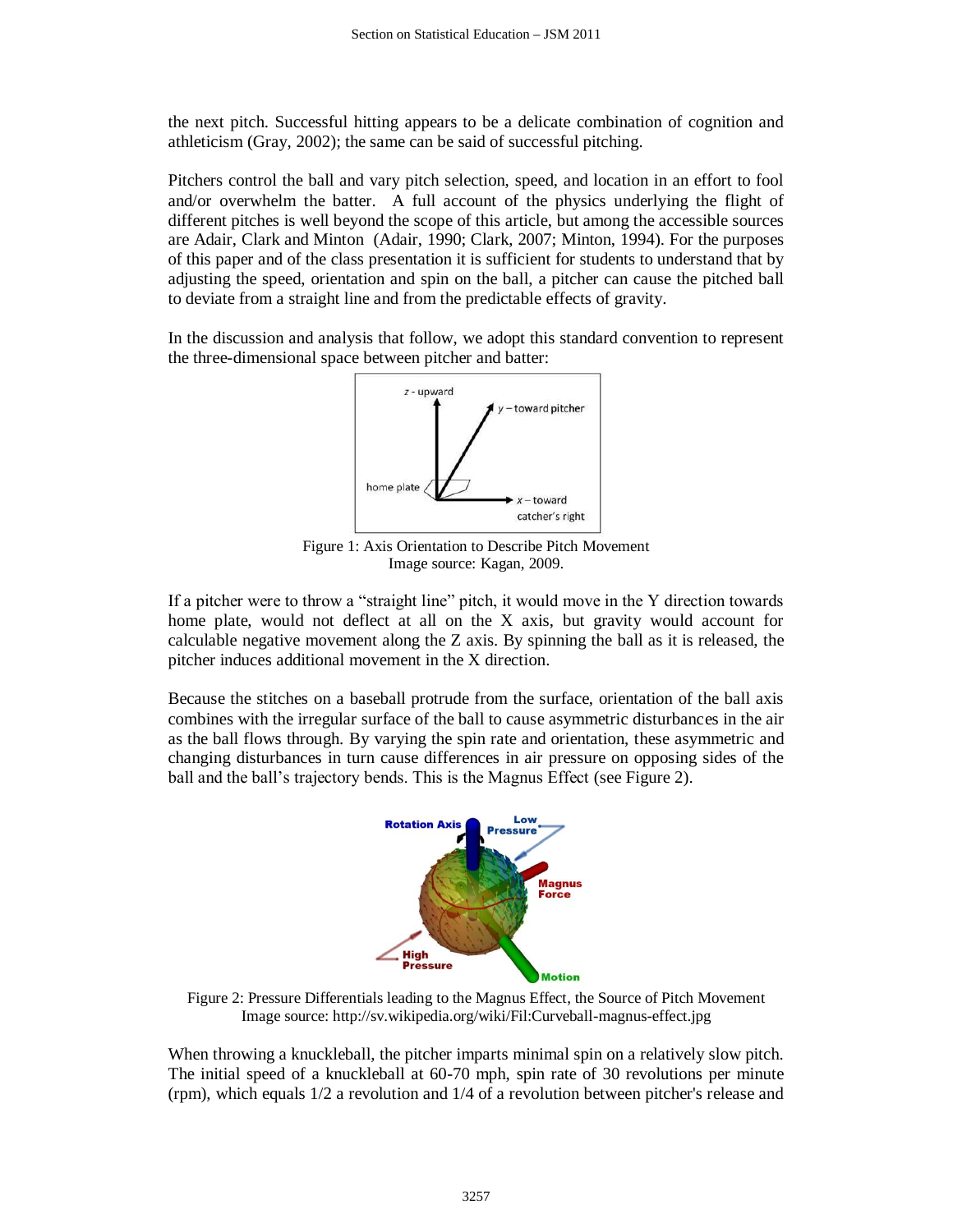the next pitch. Successful hitting appears to be a delicate combination of cognition and athleticism (Gray, 2002); the same can be said of successful pitching.

Pitchers control the ball and vary pitch selection, speed, and location in an effort to fool and/or overwhelm the batter. A full account of the physics underlying the flight of different pitches is well beyond the scope of this article, but among the accessible sources are Adair, Clark and Minton (Adair, 1990; Clark, 2007; Minton, 1994). For the purposes of this paper and of the class presentation it is sufficient for students to understand that by adjusting the speed, orientation and spin on the ball, a pitcher can cause the pitched ball to deviate from a straight line and from the predictable effects of gravity.

In the discussion and analysis that follow, we adopt this standard convention to represent the three-dimensional space between pitcher and batter:

Figure 1: Axis Orientation to Describe Pitch Movement
Image source: Kagan, 2009.

If a pitcher were to throw a "straight line" pitch, it would move in the Y direction towards home plate, would not deflect at all on the X axis, but gravity would account for calculable negative movement along the Z axis. By spinning the ball as it is released, the pitcher induces additional movement in the X direction.

Because the stitches on a baseball protrude from the surface, orientation of the ball axis combines with the irregular surface of the ball to cause asymmetric disturbances in the air as the ball flows through. By varying the spin rate and orientation, these asymmetric and changing disturbances in turn cause differences in air pressure on opposing sides of the ball and the ball's trajectory bends. This is the Magnus Effect (see Figure 2).

Figure 2: Pressure Differentials leading to the Magnus Effect, the Source of Pitch Movement
Image source: http://sv.wikipedia.org/wiki/Fil:Curveball-magnus-effect.jpg

When throwing a knuckleball, the pitcher imparts minimal spin on a relatively slow pitch. The initial speed of a knuckleball at 60-70 mph, spin rate of 30 revolutions per minute (rpm), which equals 1/2 a revolution and 1/4 of a revolution between pitcher's release and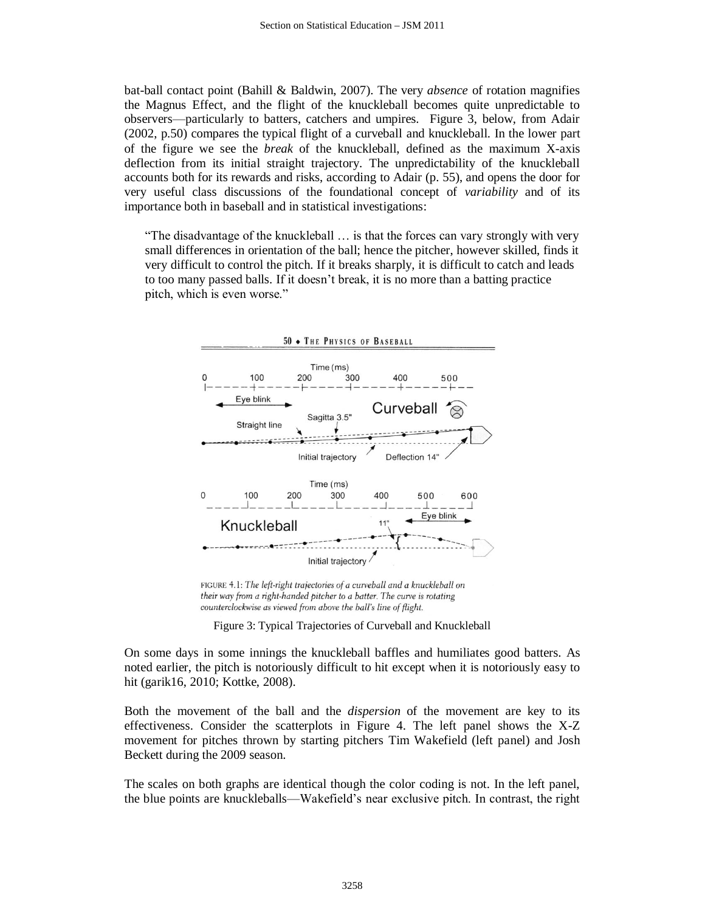bat-ball contact point (Bahill & Baldwin, 2007). The very *absence* of rotation magnifies the Magnus Effect, and the flight of the knuckleball becomes quite unpredictable to observers—particularly to batters, catchers and umpires. Figure 3, below, from Adair (2002, p.50) compares the typical flight of a curveball and knuckleball. In the lower part of the figure we see the *break* of the knuckleball, defined as the maximum X-axis deflection from its initial straight trajectory. The unpredictability of the knuckleball accounts both for its rewards and risks, according to Adair (p. 55), and opens the door for very useful class discussions of the foundational concept of *variability* and of its importance both in baseball and in statistical investigations:

> "The disadvantage of the knuckleball … is that the forces can vary strongly with very small differences in orientation of the ball; hence the pitcher, however skilled, finds it very difficult to control the pitch. If it breaks sharply, it is difficult to catch and leads to too many passed balls. If it doesn't break, it is no more than a batting practice pitch, which is even worse."

50 • THE PHYSICS OF BASEBALL

Time (ms) 0 100 200 300 400 500

Eye blink

Curveball

Sagitta 3.5"

Straight line

Initial trajectory

Deflection 14"

Time (ms) 0 100 200 300 400 500 600

Eye blink

Knuckleball

11"

Initial trajectory

FIGURE 4.1: *The left-right trajectories of a curveball and a knuckleball on their way from a right-handed pitcher to a batter. The curve is rotating counterclockwise as viewed from above the ball's line of flight.*

Figure 3: Typical Trajectories of Curveball and Knuckleball

On some days in some innings the knuckleball baffles and humiliates good batters. As noted earlier, the pitch is notoriously difficult to hit except when it is notoriously easy to hit (garik16, 2010; Kottke, 2008).

Both the movement of the ball and the *dispersion* of the movement are key to its effectiveness. Consider the scatterplots in Figure 4. The left panel shows the X-Z movement for pitches thrown by starting pitchers Tim Wakefield (left panel) and Josh Beckett during the 2009 season.

The scales on both graphs are identical though the color coding is not. In the left panel, the blue points are knuckleballs—Wakefield's near exclusive pitch. In contrast, the right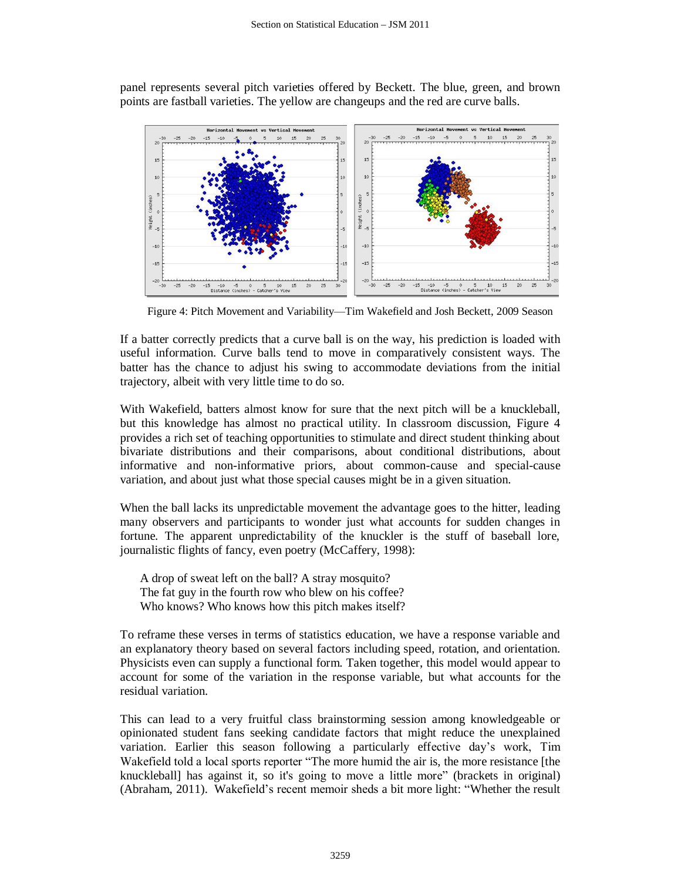panel represents several pitch varieties offered by Beckett. The blue, green, and brown points are fastball varieties. The yellow are changeups and the red are curve balls.

Figure 4: Pitch Movement and Variability—Tim Wakefield and Josh Beckett, 2009 Season

If a batter correctly predicts that a curve ball is on the way, his prediction is loaded with useful information. Curve balls tend to move in comparatively consistent ways. The batter has the chance to adjust his swing to accommodate deviations from the initial trajectory, albeit with very little time to do so.

With Wakefield, batters almost know for sure that the next pitch will be a knuckleball, but this knowledge has almost no practical utility. In classroom discussion, Figure 4 provides a rich set of teaching opportunities to stimulate and direct student thinking about bivariate distributions and their comparisons, about conditional distributions, about informative and non-informative priors, about common-cause and special-cause variation, and about just what those special causes might be in a given situation.

When the ball lacks its unpredictable movement the advantage goes to the hitter, leading many observers and participants to wonder just what accounts for sudden changes in fortune. The apparent unpredictability of the knuckler is the stuff of baseball lore, journalistic flights of fancy, even poetry (McCaffery, 1998):

> A drop of sweat left on the ball? A stray mosquito?
> The fat guy in the fourth row who blew on his coffee?
> Who knows? Who knows how this pitch makes itself?

To reframe these verses in terms of statistics education, we have a response variable and an explanatory theory based on several factors including speed, rotation, and orientation. Physicists even can supply a functional form. Taken together, this model would appear to account for some of the variation in the response variable, but what accounts for the residual variation.

This can lead to a very fruitful class brainstorming session among knowledgeable or opinionated student fans seeking candidate factors that might reduce the unexplained variation. Earlier this season following a particularly effective day's work, Tim Wakefield told a local sports reporter "The more humid the air is, the more resistance [the knuckleball] has against it, so it's going to move a little more" (brackets in original) (Abraham, 2011). Wakefield's recent memoir sheds a bit more light: "Whether the result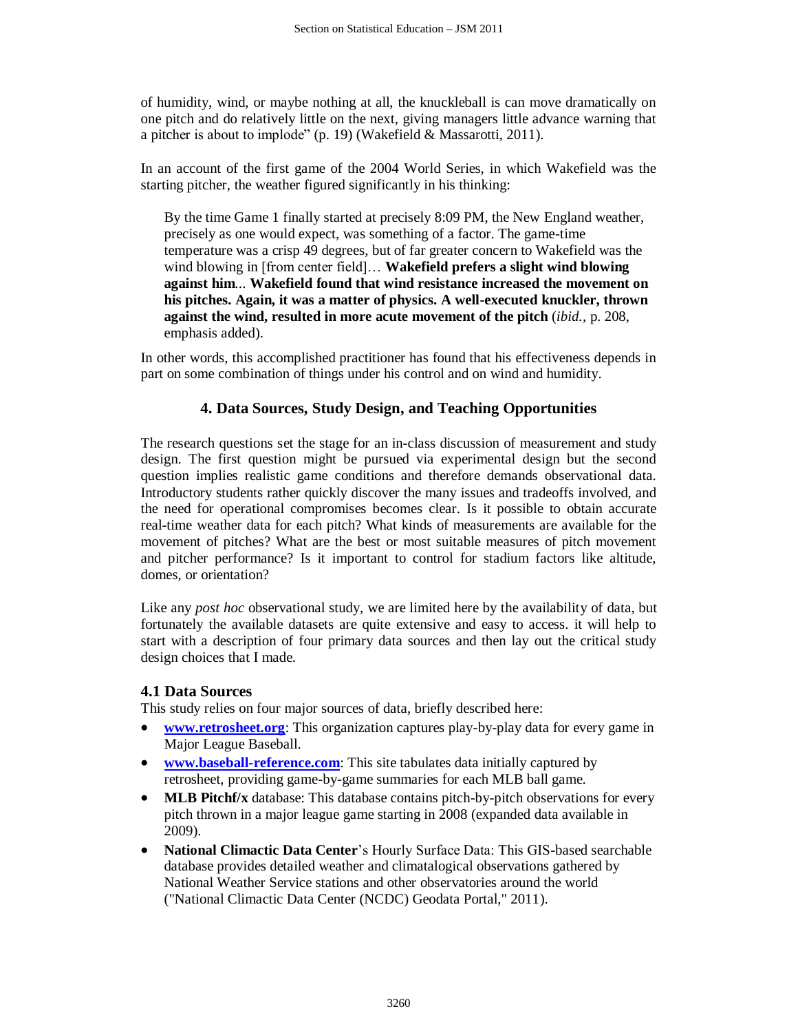of humidity, wind, or maybe nothing at all, the knuckleball is can move dramatically on one pitch and do relatively little on the next, giving managers little advance warning that a pitcher is about to implode" (p. 19) (Wakefield & Massarotti, 2011).

In an account of the first game of the 2004 World Series, in which Wakefield was the starting pitcher, the weather figured significantly in his thinking:

> By the time Game 1 finally started at precisely 8:09 PM, the New England weather, precisely as one would expect, was something of a factor. The game-time temperature was a crisp 49 degrees, but of far greater concern to Wakefield was the wind blowing in [from center field]… **Wakefield prefers a slight wind blowing against him**... **Wakefield found that wind resistance increased the movement on his pitches. Again, it was a matter of physics. A well-executed knuckler, thrown against the wind, resulted in more acute movement of the pitch** (*ibid.*, p. 208, emphasis added).

In other words, this accomplished practitioner has found that his effectiveness depends in part on some combination of things under his control and on wind and humidity.

## 4. Data Sources, Study Design, and Teaching Opportunities

The research questions set the stage for an in-class discussion of measurement and study design. The first question might be pursued via experimental design but the second question implies realistic game conditions and therefore demands observational data. Introductory students rather quickly discover the many issues and tradeoffs involved, and the need for operational compromises becomes clear. Is it possible to obtain accurate real-time weather data for each pitch? What kinds of measurements are available for the movement of pitches? What are the best or most suitable measures of pitch movement and pitcher performance? Is it important to control for stadium factors like altitude, domes, or orientation?

Like any *post hoc* observational study, we are limited here by the availability of data, but fortunately the available datasets are quite extensive and easy to access. it will help to start with a description of four primary data sources and then lay out the critical study design choices that I made.

### 4.1 Data Sources

This study relies on four major sources of data, briefly described here:

- **www.retrosheet.org**: This organization captures play-by-play data for every game in Major League Baseball.
- **www.baseball-reference.com**: This site tabulates data initially captured by retrosheet, providing game-by-game summaries for each MLB ball game.
- **MLB Pitchf/x** database: This database contains pitch-by-pitch observations for every pitch thrown in a major league game starting in 2008 (expanded data available in 2009).
- **National Climactic Data Center**'s Hourly Surface Data: This GIS-based searchable database provides detailed weather and climatalogical observations gathered by National Weather Service stations and other observatories around the world ("National Climactic Data Center (NCDC) Geodata Portal," 2011).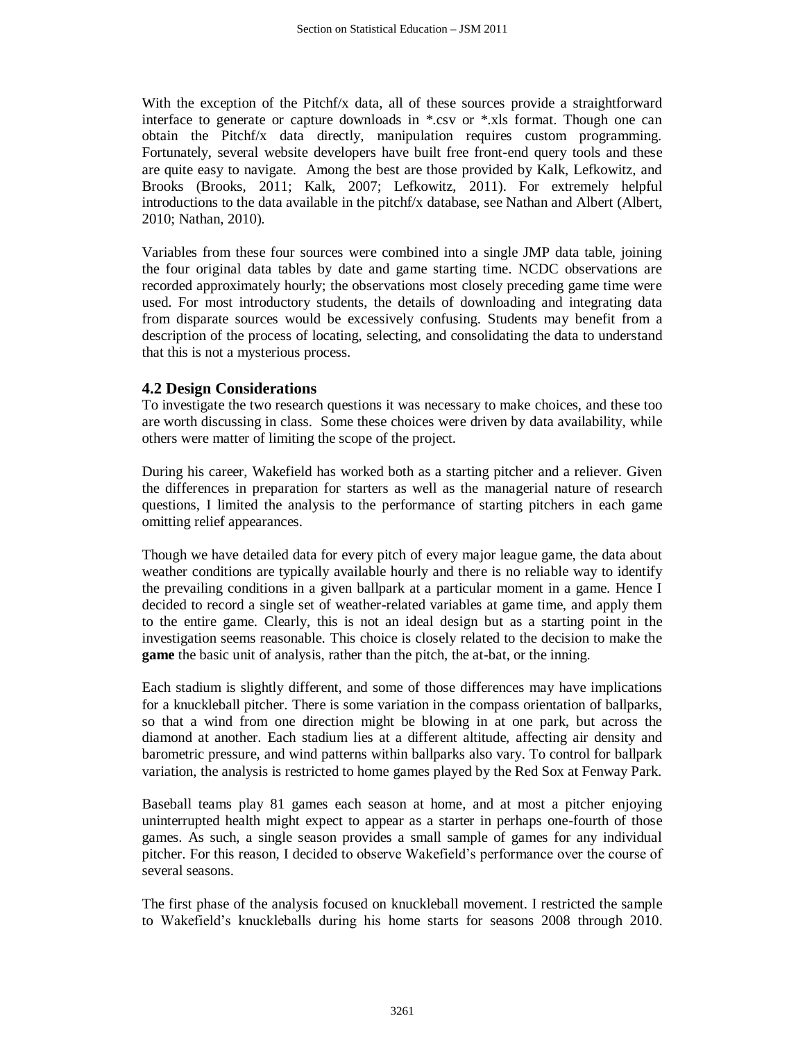With the exception of the Pitchf/x data, all of these sources provide a straightforward interface to generate or capture downloads in *.csv or *.xls format. Though one can obtain the Pitchf/x data directly, manipulation requires custom programming. Fortunately, several website developers have built free front-end query tools and these are quite easy to navigate. Among the best are those provided by Kalk, Lefkowitz, and Brooks (Brooks, 2011; Kalk, 2007; Lefkowitz, 2011). For extremely helpful introductions to the data available in the pitchf/x database, see Nathan and Albert (Albert, 2010; Nathan, 2010).

Variables from these four sources were combined into a single JMP data table, joining the four original data tables by date and game starting time. NCDC observations are recorded approximately hourly; the observations most closely preceding game time were used. For most introductory students, the details of downloading and integrating data from disparate sources would be excessively confusing. Students may benefit from a description of the process of locating, selecting, and consolidating the data to understand that this is not a mysterious process.

### 4.2 Design Considerations

To investigate the two research questions it was necessary to make choices, and these too are worth discussing in class. Some these choices were driven by data availability, while others were matter of limiting the scope of the project.

During his career, Wakefield has worked both as a starting pitcher and a reliever. Given the differences in preparation for starters as well as the managerial nature of research questions, I limited the analysis to the performance of starting pitchers in each game omitting relief appearances.

Though we have detailed data for every pitch of every major league game, the data about weather conditions are typically available hourly and there is no reliable way to identify the prevailing conditions in a given ballpark at a particular moment in a game. Hence I decided to record a single set of weather-related variables at game time, and apply them to the entire game. Clearly, this is not an ideal design but as a starting point in the investigation seems reasonable. This choice is closely related to the decision to make the **game** the basic unit of analysis, rather than the pitch, the at-bat, or the inning.

Each stadium is slightly different, and some of those differences may have implications for a knuckleball pitcher. There is some variation in the compass orientation of ballparks, so that a wind from one direction might be blowing in at one park, but across the diamond at another. Each stadium lies at a different altitude, affecting air density and barometric pressure, and wind patterns within ballparks also vary. To control for ballpark variation, the analysis is restricted to home games played by the Red Sox at Fenway Park.

Baseball teams play 81 games each season at home, and at most a pitcher enjoying uninterrupted health might expect to appear as a starter in perhaps one-fourth of those games. As such, a single season provides a small sample of games for any individual pitcher. For this reason, I decided to observe Wakefield's performance over the course of several seasons.

The first phase of the analysis focused on knuckleball movement. I restricted the sample to Wakefield's knuckleballs during his home starts for seasons 2008 through 2010.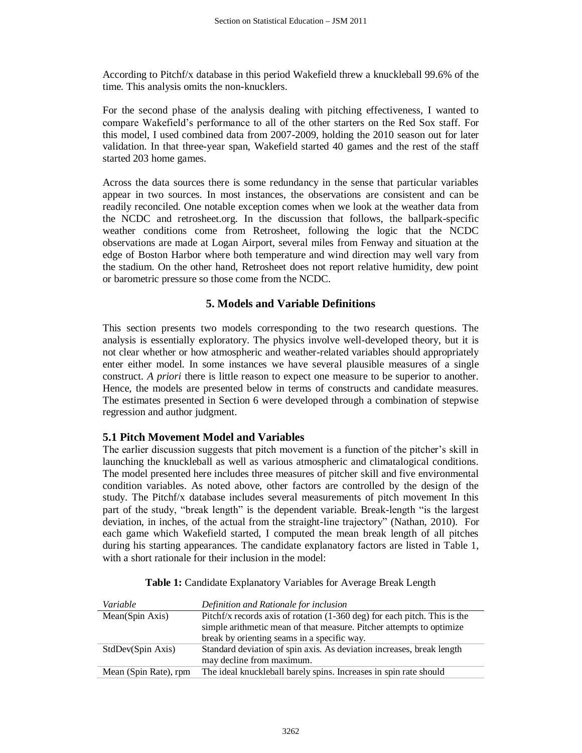According to Pitchf/x database in this period Wakefield threw a knuckleball 99.6% of the time. This analysis omits the non-knucklers.

For the second phase of the analysis dealing with pitching effectiveness, I wanted to compare Wakefield's performance to all of the other starters on the Red Sox staff. For this model, I used combined data from 2007-2009, holding the 2010 season out for later validation. In that three-year span, Wakefield started 40 games and the rest of the staff started 203 home games.

Across the data sources there is some redundancy in the sense that particular variables appear in two sources. In most instances, the observations are consistent and can be readily reconciled. One notable exception comes when we look at the weather data from the NCDC and retrosheet.org. In the discussion that follows, the ballpark-specific weather conditions come from Retrosheet, following the logic that the NCDC observations are made at Logan Airport, several miles from Fenway and situation at the edge of Boston Harbor where both temperature and wind direction may well vary from the stadium. On the other hand, Retrosheet does not report relative humidity, dew point or barometric pressure so those come from the NCDC.

## 5. Models and Variable Definitions

This section presents two models corresponding to the two research questions. The analysis is essentially exploratory. The physics involve well-developed theory, but it is not clear whether or how atmospheric and weather-related variables should appropriately enter either model. In some instances we have several plausible measures of a single construct. *A priori* there is little reason to expect one measure to be superior to another. Hence, the models are presented below in terms of constructs and candidate measures. The estimates presented in Section 6 were developed through a combination of stepwise regression and author judgment.

### 5.1 Pitch Movement Model and Variables

The earlier discussion suggests that pitch movement is a function of the pitcher's skill in launching the knuckleball as well as various atmospheric and climatalogical conditions. The model presented here includes three measures of pitcher skill and five environmental condition variables. As noted above, other factors are controlled by the design of the study. The Pitchf/x database includes several measurements of pitch movement In this part of the study, "break length" is the dependent variable. Break-length "is the largest deviation, in inches, of the actual from the straight-line trajectory" (Nathan, 2010). For each game which Wakefield started, I computed the mean break length of all pitches during his starting appearances. The candidate explanatory factors are listed in Table 1, with a short rationale for their inclusion in the model:

**Table 1:** Candidate Explanatory Variables for Average Break Length

| *Variable* | *Definition and Rationale for inclusion* |
|---|---|
| Mean(Spin Axis) | Pitchf/x records axis of rotation (1-360 deg) for each pitch. This is the simple arithmetic mean of that measure. Pitcher attempts to optimize break by orienting seams in a specific way. |
| StdDev(Spin Axis) | Standard deviation of spin axis. As deviation increases, break length may decline from maximum. |
| Mean (Spin Rate), rpm | The ideal knuckleball barely spins. Increases in spin rate should |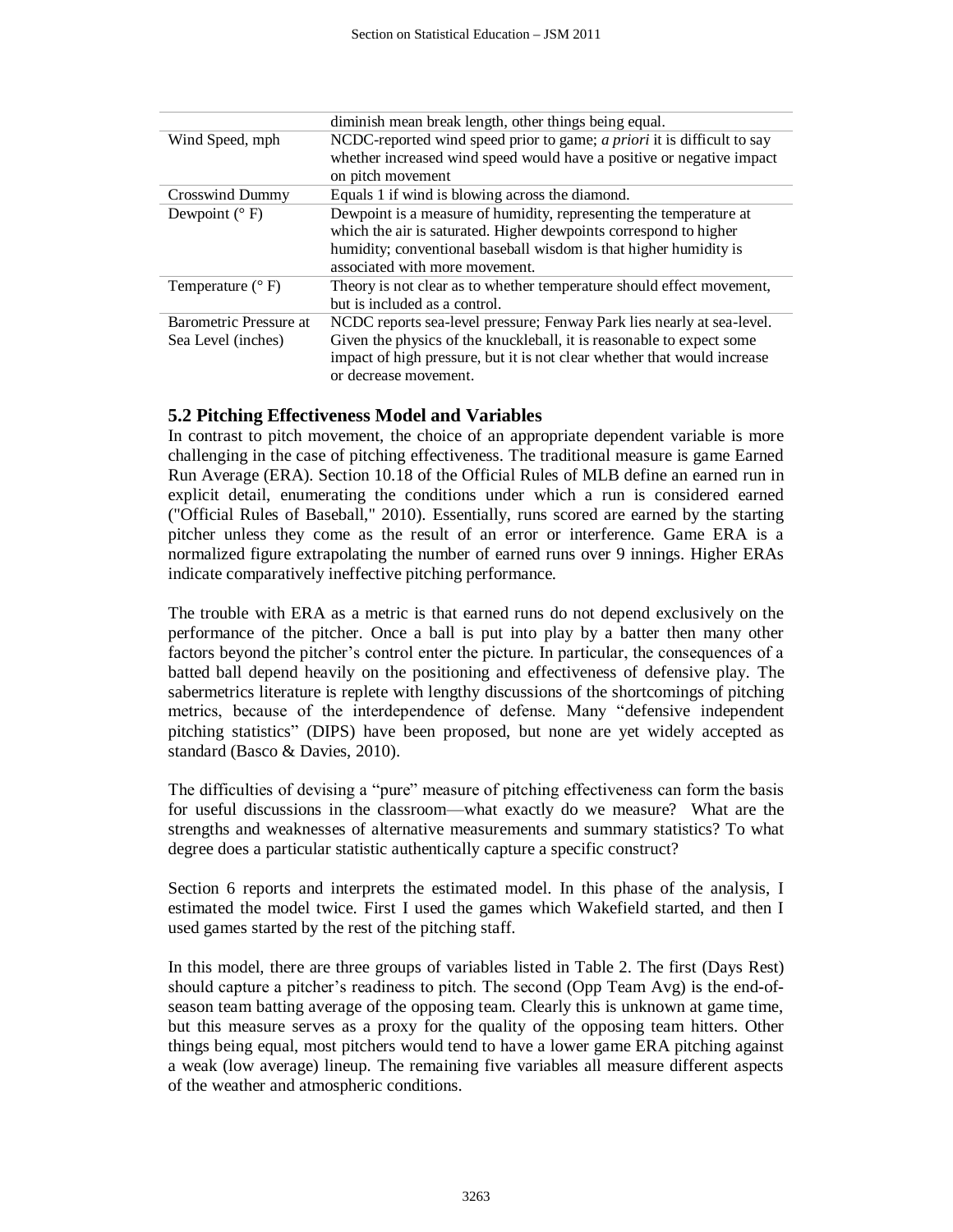| | |
|---|---|
| | diminish mean break length, other things being equal. |
| Wind Speed, mph | NCDC-reported wind speed prior to game; *a priori* it is difficult to say whether increased wind speed would have a positive or negative impact on pitch movement |
| Crosswind Dummy | Equals 1 if wind is blowing across the diamond. |
| Dewpoint (° F) | Dewpoint is a measure of humidity, representing the temperature at which the air is saturated. Higher dewpoints correspond to higher humidity; conventional baseball wisdom is that higher humidity is associated with more movement. |
| Temperature (° F) | Theory is not clear as to whether temperature should effect movement, but is included as a control. |
| Barometric Pressure at Sea Level (inches) | NCDC reports sea-level pressure; Fenway Park lies nearly at sea-level. Given the physics of the knuckleball, it is reasonable to expect some impact of high pressure, but it is not clear whether that would increase or decrease movement. |

### 5.2 Pitching Effectiveness Model and Variables

In contrast to pitch movement, the choice of an appropriate dependent variable is more challenging in the case of pitching effectiveness. The traditional measure is game Earned Run Average (ERA). Section 10.18 of the Official Rules of MLB define an earned run in explicit detail, enumerating the conditions under which a run is considered earned ("Official Rules of Baseball," 2010). Essentially, runs scored are earned by the starting pitcher unless they come as the result of an error or interference. Game ERA is a normalized figure extrapolating the number of earned runs over 9 innings. Higher ERAs indicate comparatively ineffective pitching performance.

The trouble with ERA as a metric is that earned runs do not depend exclusively on the performance of the pitcher. Once a ball is put into play by a batter then many other factors beyond the pitcher's control enter the picture. In particular, the consequences of a batted ball depend heavily on the positioning and effectiveness of defensive play. The sabermetrics literature is replete with lengthy discussions of the shortcomings of pitching metrics, because of the interdependence of defense. Many "defensive independent pitching statistics" (DIPS) have been proposed, but none are yet widely accepted as standard (Basco & Davies, 2010).

The difficulties of devising a "pure" measure of pitching effectiveness can form the basis for useful discussions in the classroom—what exactly do we measure? What are the strengths and weaknesses of alternative measurements and summary statistics? To what degree does a particular statistic authentically capture a specific construct?

Section 6 reports and interprets the estimated model. In this phase of the analysis, I estimated the model twice. First I used the games which Wakefield started, and then I used games started by the rest of the pitching staff.

In this model, there are three groups of variables listed in Table 2. The first (Days Rest) should capture a pitcher's readiness to pitch. The second (Opp Team Avg) is the end-of-season team batting average of the opposing team. Clearly this is unknown at game time, but this measure serves as a proxy for the quality of the opposing team hitters. Other things being equal, most pitchers would tend to have a lower game ERA pitching against a weak (low average) lineup. The remaining five variables all measure different aspects of the weather and atmospheric conditions.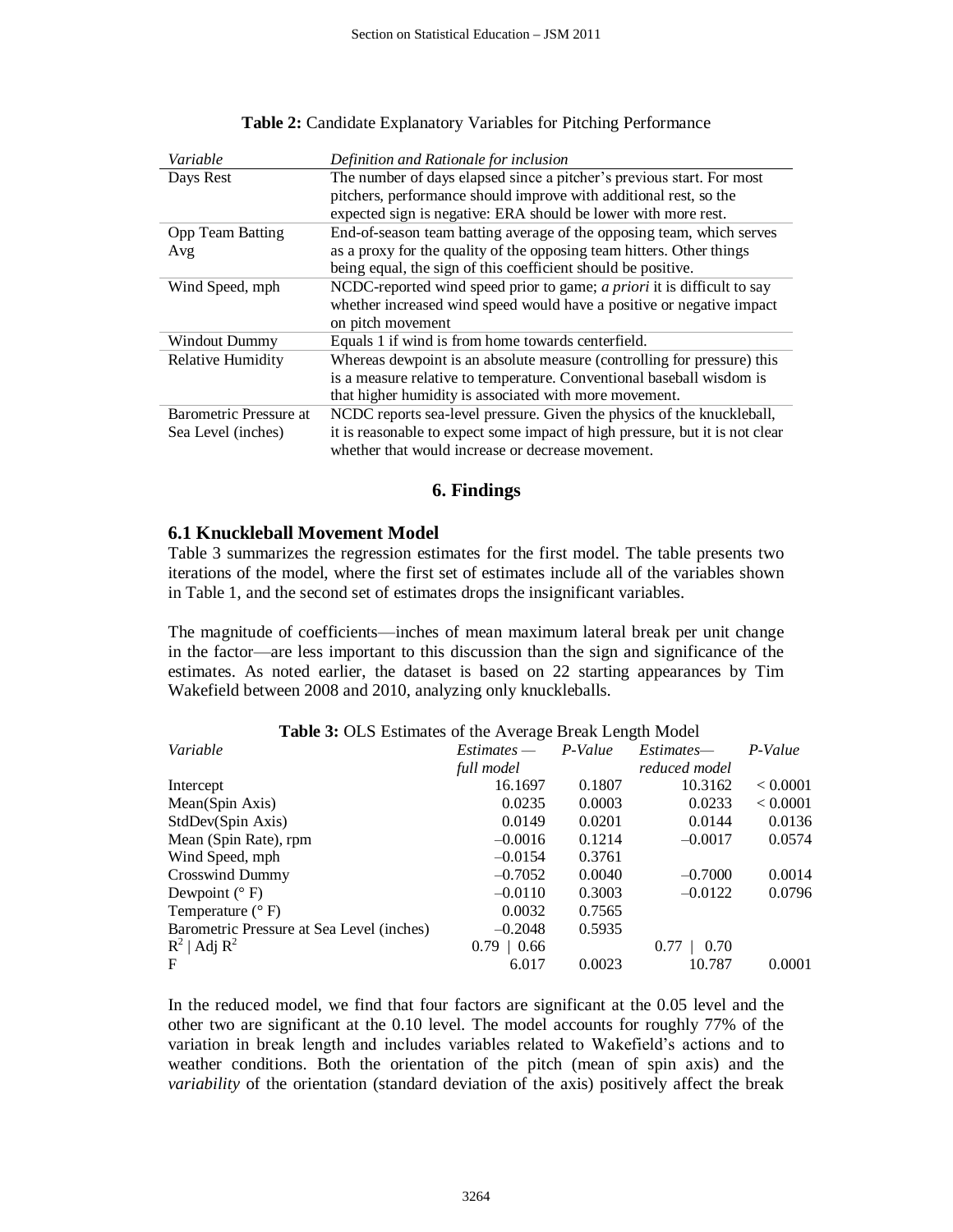**Table 2:** Candidate Explanatory Variables for Pitching Performance

| *Variable* | *Definition and Rationale for inclusion* |
|---|---|
| Days Rest | The number of days elapsed since a pitcher's previous start. For most pitchers, performance should improve with additional rest, so the expected sign is negative: ERA should be lower with more rest. |
| Opp Team Batting Avg | End-of-season team batting average of the opposing team, which serves as a proxy for the quality of the opposing team hitters. Other things being equal, the sign of this coefficient should be positive. |
| Wind Speed, mph | NCDC-reported wind speed prior to game; *a priori* it is difficult to say whether increased wind speed would have a positive or negative impact on pitch movement |
| Windout Dummy | Equals 1 if wind is from home towards centerfield. |
| Relative Humidity | Whereas dewpoint is an absolute measure (controlling for pressure) this is a measure relative to temperature. Conventional baseball wisdom is that higher humidity is associated with more movement. |
| Barometric Pressure at Sea Level (inches) | NCDC reports sea-level pressure. Given the physics of the knuckleball, it is reasonable to expect some impact of high pressure, but it is not clear whether that would increase or decrease movement. |

## 6. Findings

### 6.1 Knuckleball Movement Model

Table 3 summarizes the regression estimates for the first model. The table presents two iterations of the model, where the first set of estimates include all of the variables shown in Table 1, and the second set of estimates drops the insignificant variables.

The magnitude of coefficients—inches of mean maximum lateral break per unit change in the factor—are less important to this discussion than the sign and significance of the estimates. As noted earlier, the dataset is based on 22 starting appearances by Tim Wakefield between 2008 and 2010, analyzing only knuckleballs.

**Table 3:** OLS Estimates of the Average Break Length Model

| *Variable* | *Estimates — full model* | *P-Value* | *Estimates— reduced model* | *P-Value* |
|---|---|---|---|---|
| Intercept | 16.1697 | 0.1807 | 10.3162 | < 0.0001 |
| Mean(Spin Axis) | 0.0235 | 0.0003 | 0.0233 | < 0.0001 |
| StdDev(Spin Axis) | 0.0149 | 0.0201 | 0.0144 | 0.0136 |
| Mean (Spin Rate), rpm | –0.0016 | 0.1214 | –0.0017 | 0.0574 |
| Wind Speed, mph | –0.0154 | 0.3761 | | |
| Crosswind Dummy | –0.7052 | 0.0040 | –0.7000 | 0.0014 |
| Dewpoint (° F) | –0.0110 | 0.3003 | –0.0122 | 0.0796 |
| Temperature (° F) | 0.0032 | 0.7565 | | |
| Barometric Pressure at Sea Level (inches) | –0.2048 | 0.5935 | | |
| $R^2$ \| Adj $R^2$ | 0.79 \| 0.66 | | 0.77 \| 0.70 | |
| F | 6.017 | 0.0023 | 10.787 | 0.0001 |

In the reduced model, we find that four factors are significant at the 0.05 level and the other two are significant at the 0.10 level. The model accounts for roughly 77% of the variation in break length and includes variables related to Wakefield's actions and to weather conditions. Both the orientation of the pitch (mean of spin axis) and the *variability* of the orientation (standard deviation of the axis) positively affect the break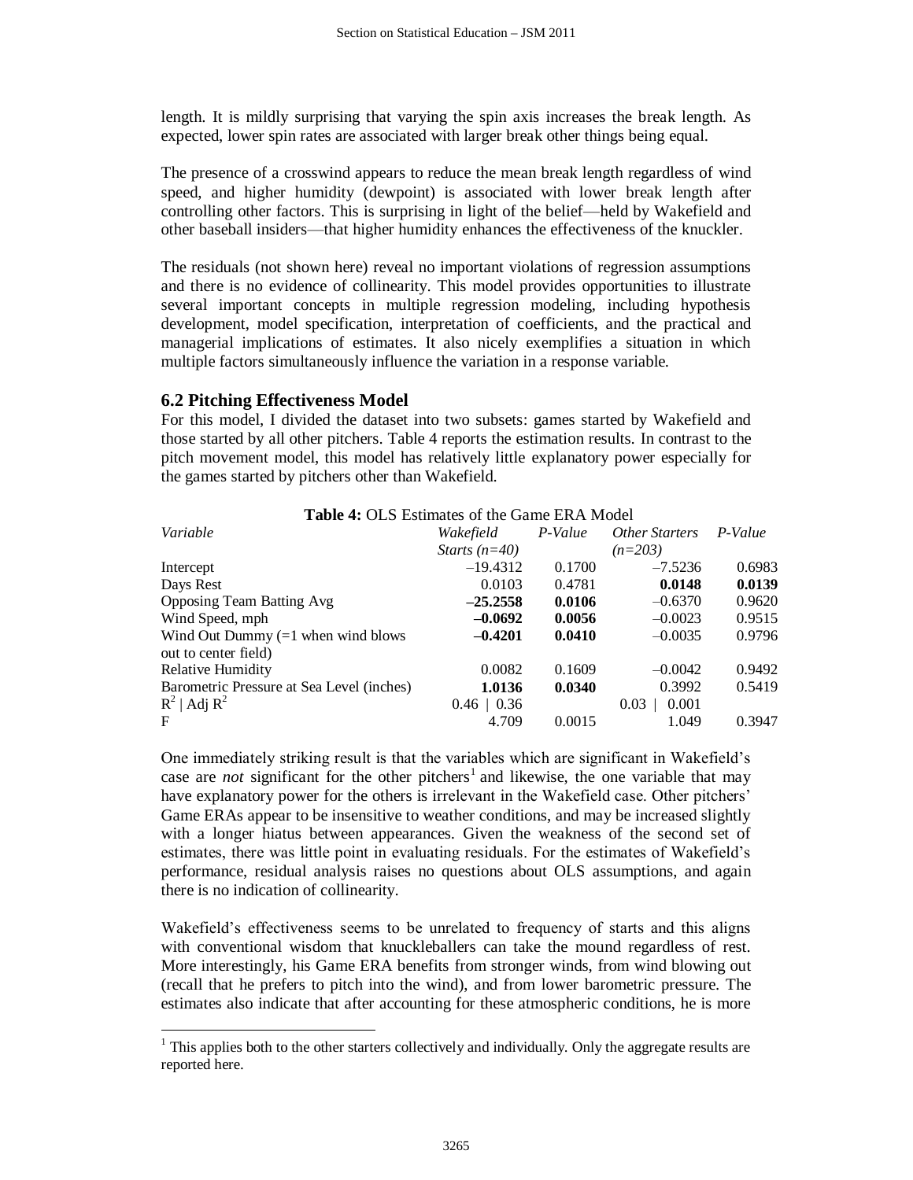length. It is mildly surprising that varying the spin axis increases the break length. As expected, lower spin rates are associated with larger break other things being equal.

The presence of a crosswind appears to reduce the mean break length regardless of wind speed, and higher humidity (dewpoint) is associated with lower break length after controlling other factors. This is surprising in light of the belief—held by Wakefield and other baseball insiders—that higher humidity enhances the effectiveness of the knuckler.

The residuals (not shown here) reveal no important violations of regression assumptions and there is no evidence of collinearity. This model provides opportunities to illustrate several important concepts in multiple regression modeling, including hypothesis development, model specification, interpretation of coefficients, and the practical and managerial implications of estimates. It also nicely exemplifies a situation in which multiple factors simultaneously influence the variation in a response variable.

### 6.2 Pitching Effectiveness Model

For this model, I divided the dataset into two subsets: games started by Wakefield and those started by all other pitchers. Table 4 reports the estimation results. In contrast to the pitch movement model, this model has relatively little explanatory power especially for the games started by pitchers other than Wakefield.

**Table 4:** OLS Estimates of the Game ERA Model

| *Variable* | *Wakefield Starts (n=40)* | *P-Value* | *Other Starters (n=203)* | *P-Value* |
|---|---|---|---|---|
| Intercept | –19.4312 | 0.1700 | –7.5236 | 0.6983 |
| Days Rest | 0.0103 | 0.4781 | **0.0148** | **0.0139** |
| Opposing Team Batting Avg | **–25.2558** | **0.0106** | –0.6370 | 0.9620 |
| Wind Speed, mph | **–0.0692** | **0.0056** | –0.0023 | 0.9515 |
| Wind Out Dummy (=1 when wind blows out to center field) | **–0.4201** | **0.0410** | –0.0035 | 0.9796 |
| Relative Humidity | 0.0082 | 0.1609 | –0.0042 | 0.9492 |
| Barometric Pressure at Sea Level (inches) | **1.0136** | **0.0340** | 0.3992 | 0.5419 |
| $R^2$ \| Adj $R^2$ | 0.46 \| 0.36 | | 0.03 \| 0.001 | |
| F | 4.709 | 0.0015 | 1.049 | 0.3947 |

One immediately striking result is that the variables which are significant in Wakefield's case are *not* significant for the other pitchers[1] and likewise, the one variable that may have explanatory power for the others is irrelevant in the Wakefield case. Other pitchers' Game ERAs appear to be insensitive to weather conditions, and may be increased slightly with a longer hiatus between appearances. Given the weakness of the second set of estimates, there was little point in evaluating residuals. For the estimates of Wakefield's performance, residual analysis raises no questions about OLS assumptions, and again there is no indication of collinearity.

Wakefield's effectiveness seems to be unrelated to frequency of starts and this aligns with conventional wisdom that knuckleballers can take the mound regardless of rest. More interestingly, his Game ERA benefits from stronger winds, from wind blowing out (recall that he prefers to pitch into the wind), and from lower barometric pressure. The estimates also indicate that after accounting for these atmospheric conditions, he is more

[1] This applies both to the other starters collectively and individually. Only the aggregate results are reported here.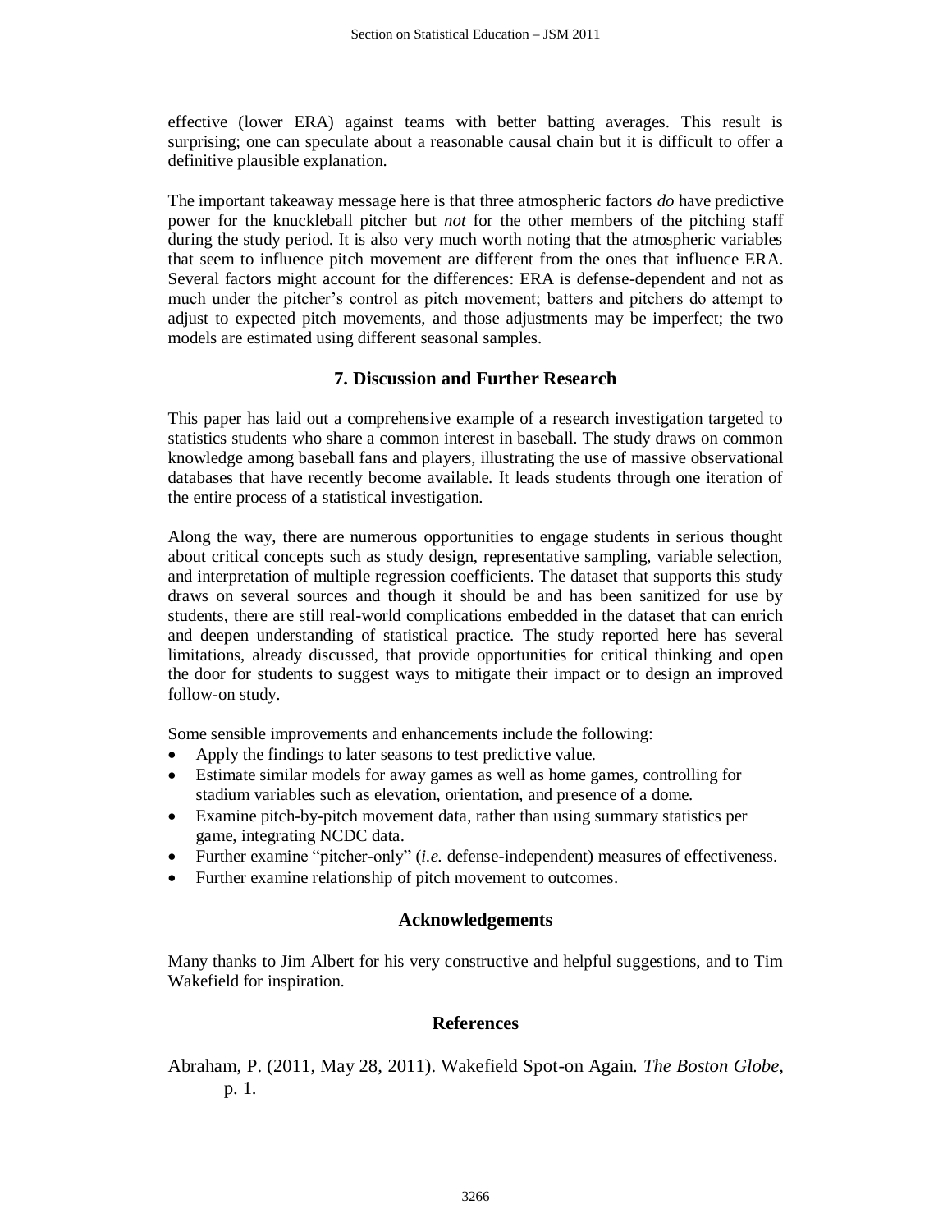effective (lower ERA) against teams with better batting averages. This result is surprising; one can speculate about a reasonable causal chain but it is difficult to offer a definitive plausible explanation.

The important takeaway message here is that three atmospheric factors *do* have predictive power for the knuckleball pitcher but *not* for the other members of the pitching staff during the study period. It is also very much worth noting that the atmospheric variables that seem to influence pitch movement are different from the ones that influence ERA. Several factors might account for the differences: ERA is defense-dependent and not as much under the pitcher's control as pitch movement; batters and pitchers do attempt to adjust to expected pitch movements, and those adjustments may be imperfect; the two models are estimated using different seasonal samples.

## 7. Discussion and Further Research

This paper has laid out a comprehensive example of a research investigation targeted to statistics students who share a common interest in baseball. The study draws on common knowledge among baseball fans and players, illustrating the use of massive observational databases that have recently become available. It leads students through one iteration of the entire process of a statistical investigation.

Along the way, there are numerous opportunities to engage students in serious thought about critical concepts such as study design, representative sampling, variable selection, and interpretation of multiple regression coefficients. The dataset that supports this study draws on several sources and though it should be and has been sanitized for use by students, there are still real-world complications embedded in the dataset that can enrich and deepen understanding of statistical practice. The study reported here has several limitations, already discussed, that provide opportunities for critical thinking and open the door for students to suggest ways to mitigate their impact or to design an improved follow-on study.

Some sensible improvements and enhancements include the following:

- Apply the findings to later seasons to test predictive value.
- Estimate similar models for away games as well as home games, controlling for stadium variables such as elevation, orientation, and presence of a dome.
- Examine pitch-by-pitch movement data, rather than using summary statistics per game, integrating NCDC data.
- Further examine "pitcher-only" (*i.e.* defense-independent) measures of effectiveness.
- Further examine relationship of pitch movement to outcomes.

## Acknowledgements

Many thanks to Jim Albert for his very constructive and helpful suggestions, and to Tim Wakefield for inspiration.

## References

Abraham, P. (2011, May 28, 2011). Wakefield Spot-on Again. *The Boston Globe*, p. 1.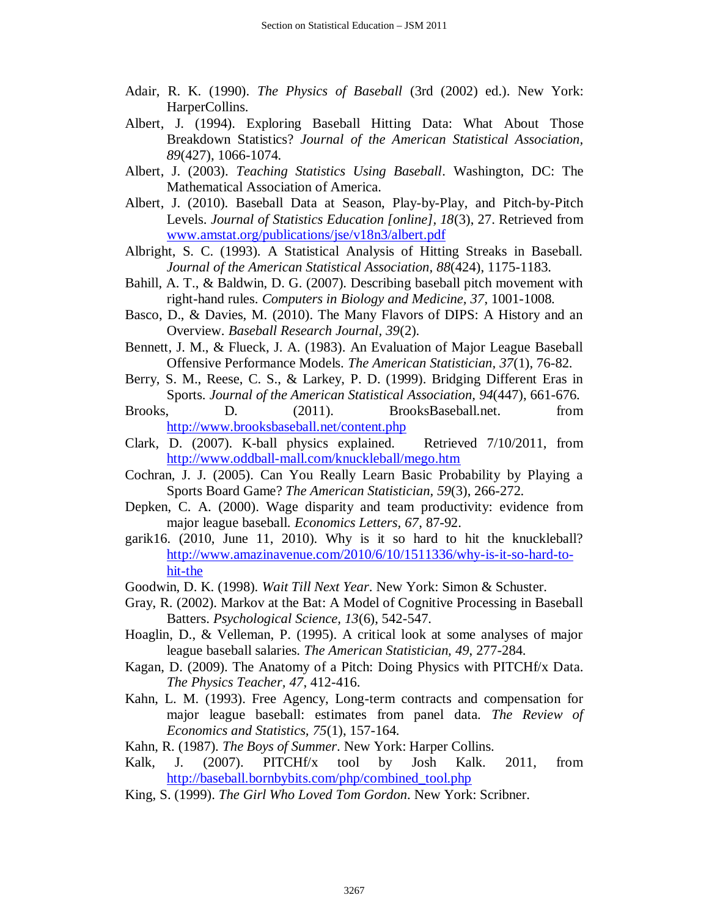Adair, R. K. (1990). *The Physics of Baseball* (3rd (2002) ed.). New York: HarperCollins.

Albert, J. (1994). Exploring Baseball Hitting Data: What About Those Breakdown Statistics? *Journal of the American Statistical Association, 89*(427), 1066-1074.

Albert, J. (2003). *Teaching Statistics Using Baseball*. Washington, DC: The Mathematical Association of America.

Albert, J. (2010). Baseball Data at Season, Play-by-Play, and Pitch-by-Pitch Levels. *Journal of Statistics Education [online], 18*(3), 27. Retrieved from www.amstat.org/publications/jse/v18n3/albert.pdf

Albright, S. C. (1993). A Statistical Analysis of Hitting Streaks in Baseball. *Journal of the American Statistical Association, 88*(424), 1175-1183.

Bahill, A. T., & Baldwin, D. G. (2007). Describing baseball pitch movement with right-hand rules. *Computers in Biology and Medicine, 37*, 1001-1008.

Basco, D., & Davies, M. (2010). The Many Flavors of DIPS: A History and an Overview. *Baseball Research Journal, 39*(2).

Bennett, J. M., & Flueck, J. A. (1983). An Evaluation of Major League Baseball Offensive Performance Models. *The American Statistician, 37*(1), 76-82.

Berry, S. M., Reese, C. S., & Larkey, P. D. (1999). Bridging Different Eras in Sports. *Journal of the American Statistical Association, 94*(447), 661-676.

Brooks, D. (2011). BrooksBaseball.net. from http://www.brooksbaseball.net/content.php

Clark, D. (2007). K-ball physics explained. Retrieved 7/10/2011, from http://www.oddball-mall.com/knuckleball/mego.htm

Cochran, J. J. (2005). Can You Really Learn Basic Probability by Playing a Sports Board Game? *The American Statistician, 59*(3), 266-272.

Depken, C. A. (2000). Wage disparity and team productivity: evidence from major league baseball. *Economics Letters, 67*, 87-92.

garik16. (2010, June 11, 2010). Why is it so hard to hit the knuckleball? http://www.amazinavenue.com/2010/6/10/1511336/why-is-it-so-hard-to-hit-the

Goodwin, D. K. (1998). *Wait Till Next Year*. New York: Simon & Schuster.

Gray, R. (2002). Markov at the Bat: A Model of Cognitive Processing in Baseball Batters. *Psychological Science, 13*(6), 542-547.

Hoaglin, D., & Velleman, P. (1995). A critical look at some analyses of major league baseball salaries. *The American Statistician, 49*, 277-284.

Kagan, D. (2009). The Anatomy of a Pitch: Doing Physics with PITCHf/x Data. *The Physics Teacher, 47*, 412-416.

Kahn, L. M. (1993). Free Agency, Long-term contracts and compensation for major league baseball: estimates from panel data. *The Review of Economics and Statistics, 75*(1), 157-164.

Kahn, R. (1987). *The Boys of Summer*. New York: Harper Collins.

Kalk, J. (2007). PITCHf/x tool by Josh Kalk. 2011, from http://baseball.bornbybits.com/php/combined_tool.php

King, S. (1999). *The Girl Who Loved Tom Gordon*. New York: Scribner.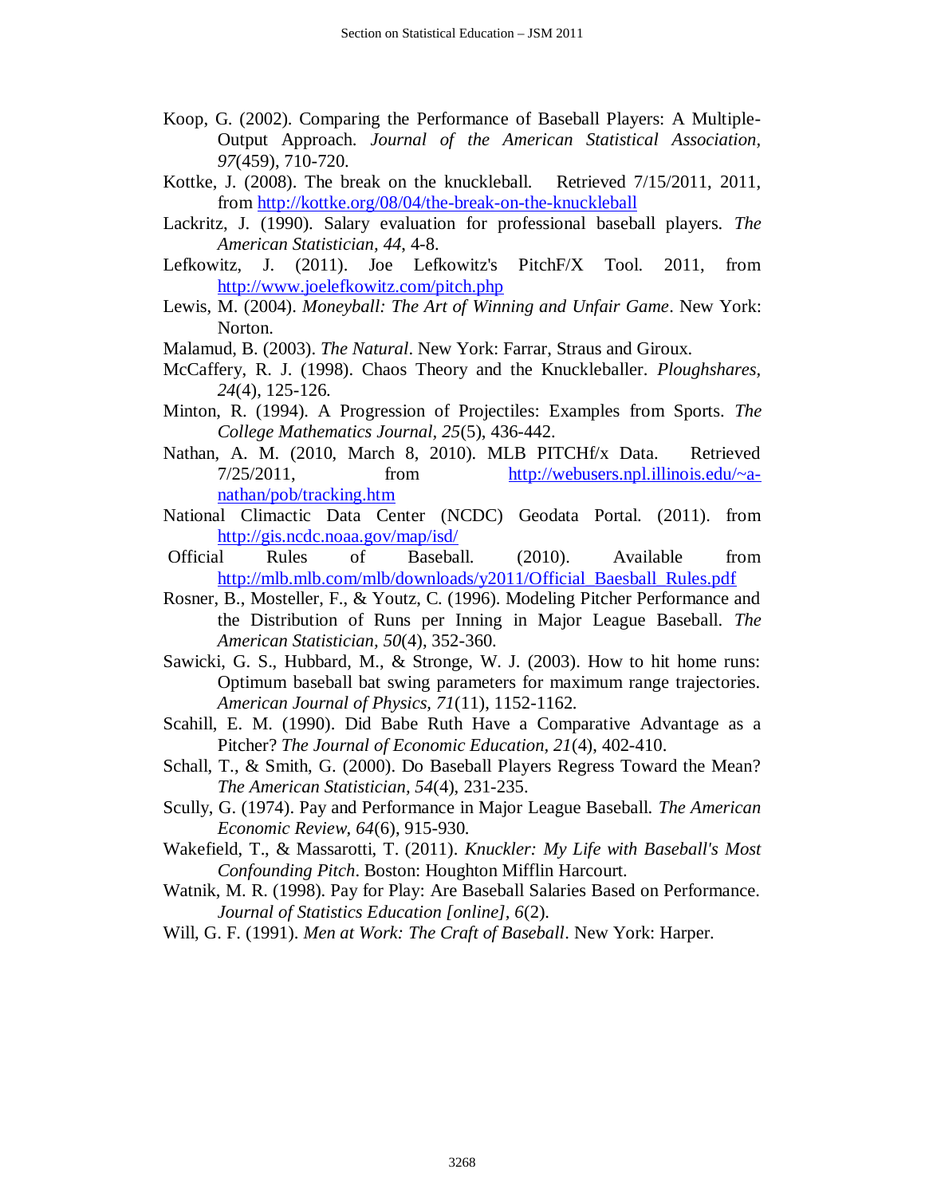Koop, G. (2002). Comparing the Performance of Baseball Players: A Multiple-Output Approach. *Journal of the American Statistical Association, 97*(459), 710-720.

Kottke, J. (2008). The break on the knuckleball. Retrieved 7/15/2011, 2011, from http://kottke.org/08/04/the-break-on-the-knuckleball

Lackritz, J. (1990). Salary evaluation for professional baseball players. *The American Statistician, 44*, 4-8.

Lefkowitz, J. (2011). Joe Lefkowitz's PitchF/X Tool. 2011, from http://www.joelefkowitz.com/pitch.php

Lewis, M. (2004). *Moneyball: The Art of Winning and Unfair Game*. New York: Norton.

Malamud, B. (2003). *The Natural*. New York: Farrar, Straus and Giroux.

McCaffery, R. J. (1998). Chaos Theory and the Knuckleballer. *Ploughshares, 24*(4), 125-126.

Minton, R. (1994). A Progression of Projectiles: Examples from Sports. *The College Mathematics Journal, 25*(5), 436-442.

Nathan, A. M. (2010, March 8, 2010). MLB PITCHf/x Data. Retrieved 7/25/2011, from http://webusers.npl.illinois.edu/~a-nathan/pob/tracking.htm

National Climactic Data Center (NCDC) Geodata Portal. (2011). from http://gis.ncdc.noaa.gov/map/isd/

Official Rules of Baseball. (2010). Available from http://mlb.mlb.com/mlb/downloads/y2011/Official_Baesball_Rules.pdf

Rosner, B., Mosteller, F., & Youtz, C. (1996). Modeling Pitcher Performance and the Distribution of Runs per Inning in Major League Baseball. *The American Statistician, 50*(4), 352-360.

Sawicki, G. S., Hubbard, M., & Stronge, W. J. (2003). How to hit home runs: Optimum baseball bat swing parameters for maximum range trajectories. *American Journal of Physics, 71*(11), 1152-1162.

Scahill, E. M. (1990). Did Babe Ruth Have a Comparative Advantage as a Pitcher? *The Journal of Economic Education, 21*(4), 402-410.

Schall, T., & Smith, G. (2000). Do Baseball Players Regress Toward the Mean? *The American Statistician, 54*(4), 231-235.

Scully, G. (1974). Pay and Performance in Major League Baseball. *The American Economic Review, 64*(6), 915-930.

Wakefield, T., & Massarotti, T. (2011). *Knuckler: My Life with Baseball's Most Confounding Pitch*. Boston: Houghton Mifflin Harcourt.

Watnik, M. R. (1998). Pay for Play: Are Baseball Salaries Based on Performance. *Journal of Statistics Education [online], 6*(2).

Will, G. F. (1991). *Men at Work: The Craft of Baseball*. New York: Harper.